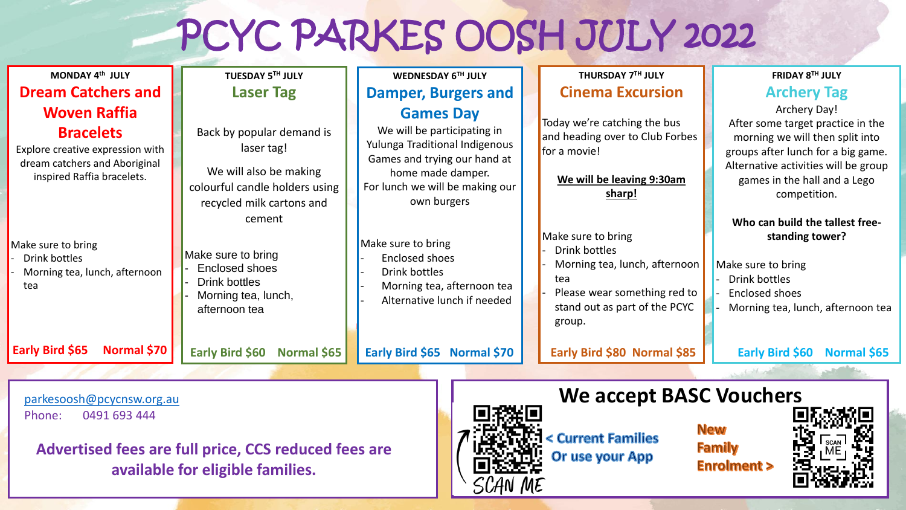# PCYC PARKES OOSH JULY 2022

## MONDAY 4th JULY

### Dream Catchers and Woven Raffia Bracelets

Explore creative expression with dream catchers and Aboriginal inspired Raffia bracelets.

Make sure to bring
- Drink bottles
- Morning tea, lunch, afternoon tea

**Early Bird $65 Normal $70**

## TUESDAY 5TH JULY

### Laser Tag

Back by popular demand is laser tag!

We will also be making colourful candle holders using recycled milk cartons and cement

Make sure to bring
- Enclosed shoes
- Drink bottles
- Morning tea, lunch, afternoon tea

**Early Bird $60 Normal $65**

## WEDNESDAY 6TH JULY

### Damper, Burgers and Games Day

We will be participating in Yulunga Traditional Indigenous Games and trying our hand at home made damper.
For lunch we will be making our own burgers

Make sure to bring
- Enclosed shoes
- Drink bottles
- Morning tea, afternoon tea
- Alternative lunch if needed

**Early Bird $65 Normal $70**

## THURSDAY 7TH JULY

### Cinema Excursion

Today we're catching the bus and heading over to Club Forbes for a movie!

**We will be leaving 9:30am sharp!**

Make sure to bring
- Drink bottles
- Morning tea, lunch, afternoon tea
- Please wear something red to stand out as part of the PCYC group.

**Early Bird $80 Normal $85**

## FRIDAY 8TH JULY

### Archery Tag

Archery Day!
After some target practice in the morning we will then split into groups after lunch for a big game. Alternative activities will be group games in the hall and a Lego competition.

**Who can build the tallest free-standing tower?**

Make sure to bring
- Drink bottles
- Enclosed shoes
- Morning tea, lunch, afternoon tea

**Early Bird $60 Normal $65**

---

parkesoosh@pcycnsw.org.au
Phone: 0491 693 444

**Advertised fees are full price, CCS reduced fees are available for eligible families.**

## We accept BASC Vouchers

SCAN ME < Current Families Or use your App

New Family Enrolment > SCAN ME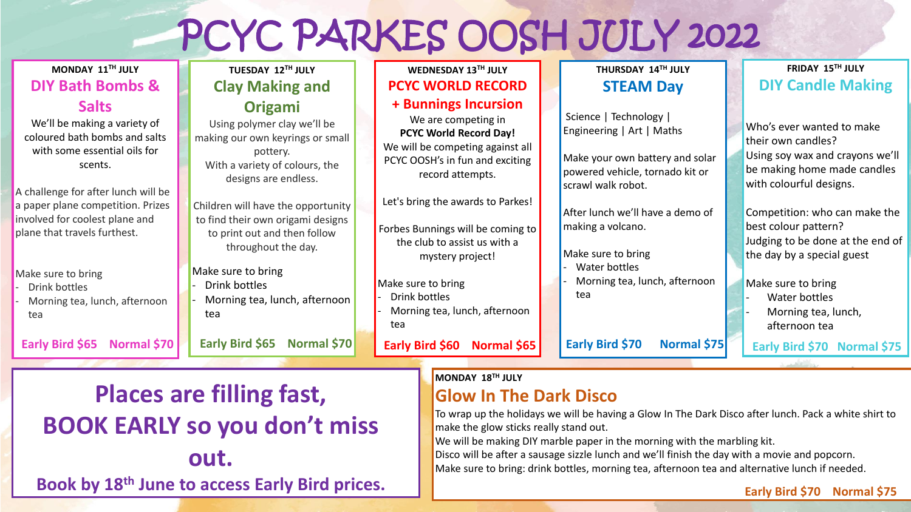# PCYC PARKES OOSH JULY 2022

**MONDAY 11TH JULY**

## DIY Bath Bombs & Salts

We'll be making a variety of coloured bath bombs and salts with some essential oils for scents.

A challenge for after lunch will be a paper plane competition. Prizes involved for coolest plane and plane that travels furthest.

Make sure to bring
- Drink bottles
- Morning tea, lunch, afternoon tea

**Early Bird $65 Normal $70**

**TUESDAY 12TH JULY**

## Clay Making and Origami

Using polymer clay we'll be making our own keyrings or small pottery.
With a variety of colours, the designs are endless.

Children will have the opportunity to find their own origami designs to print out and then follow throughout the day.

Make sure to bring
- Drink bottles
- Morning tea, lunch, afternoon tea

**Early Bird $65 Normal $70**

**WEDNESDAY 13TH JULY**

## PCYC WORLD RECORD + Bunnings Incursion

We are competing in
**PCYC World Record Day!**
We will be competing against all PCYC OOSH's in fun and exciting record attempts.

Let's bring the awards to Parkes!

Forbes Bunnings will be coming to the club to assist us with a mystery project!

Make sure to bring
- Drink bottles
- Morning tea, lunch, afternoon tea

**Early Bird $60 Normal $65**

**THURSDAY 14TH JULY**

## STEAM Day

Science | Technology | Engineering | Art | Maths

Make your own battery and solar powered vehicle, tornado kit or scrawl walk robot.

After lunch we'll have a demo of making a volcano.

Make sure to bring
- Water bottles
- Morning tea, lunch, afternoon tea

**Early Bird $70 Normal $75**

**FRIDAY 15TH JULY**

## DIY Candle Making

Who's ever wanted to make their own candles?
Using soy wax and crayons we'll be making home made candles with colourful designs.

Competition: who can make the best colour pattern?
Judging to be done at the end of the day by a special guest

Make sure to bring
- Water bottles
- Morning tea, lunch, afternoon tea

**Early Bird $70 Normal $75**

**Places are filling fast, BOOK EARLY so you don't miss out.**

**Book by 18th June to access Early Bird prices.**

**MONDAY 18TH JULY**

## Glow In The Dark Disco

To wrap up the holidays we will be having a Glow In The Dark Disco after lunch. Pack a white shirt to make the glow sticks really stand out.
We will be making DIY marble paper in the morning with the marbling kit.
Disco will be after a sausage sizzle lunch and we'll finish the day with a movie and popcorn.
Make sure to bring: drink bottles, morning tea, afternoon tea and alternative lunch if needed.

**Early Bird $70 Normal $75**